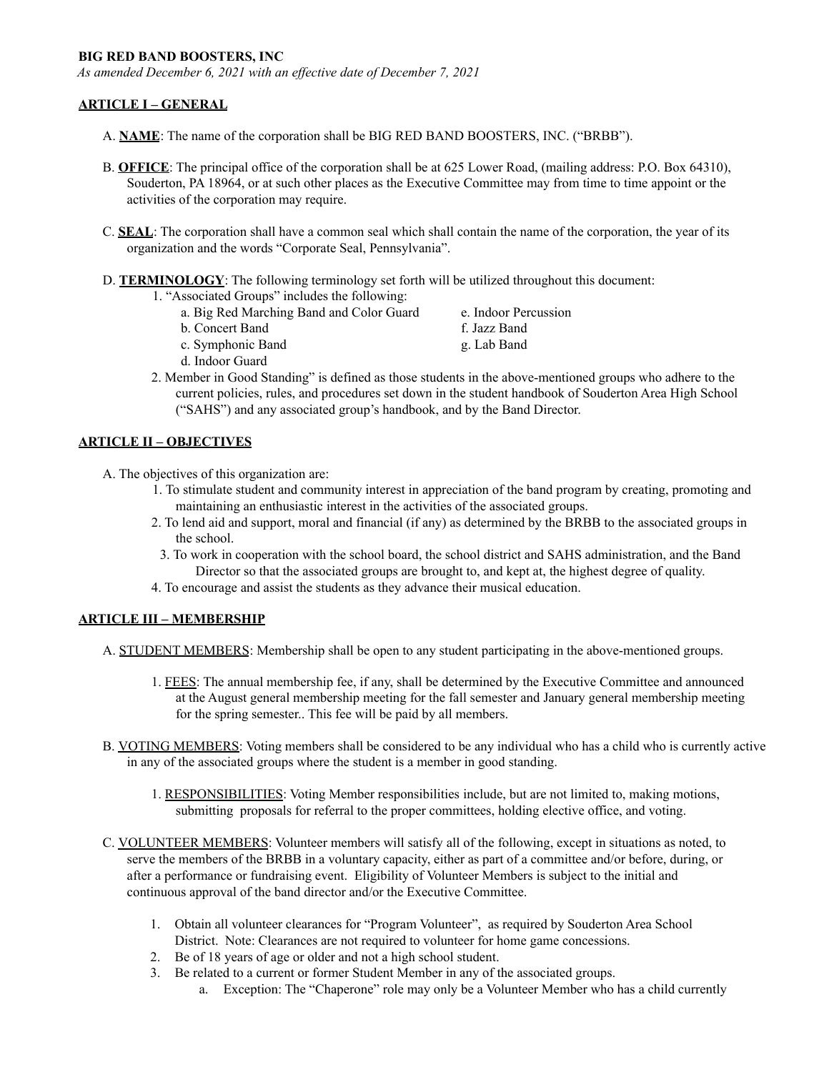**BIG RED BAND BOOSTERS, INC**

*As amended December 6, 2021 with an effective date of December 7, 2021*

## ARTICLE I – GENERAL

A. **NAME**: The name of the corporation shall be BIG RED BAND BOOSTERS, INC. ("BRBB").

B. **OFFICE**: The principal office of the corporation shall be at 625 Lower Road, (mailing address: P.O. Box 64310), Souderton, PA 18964, or at such other places as the Executive Committee may from time to time appoint or the activities of the corporation may require.

C. **SEAL**: The corporation shall have a common seal which shall contain the name of the corporation, the year of its organization and the words "Corporate Seal, Pennsylvania".

D. **TERMINOLOGY**: The following terminology set forth will be utilized throughout this document:

1. "Associated Groups" includes the following:
    - a. Big Red Marching Band and Color Guard
    - b. Concert Band
    - c. Symphonic Band
    - d. Indoor Guard
    - e. Indoor Percussion
    - f. Jazz Band
    - g. Lab Band
2. Member in Good Standing" is defined as those students in the above-mentioned groups who adhere to the current policies, rules, and procedures set down in the student handbook of Souderton Area High School ("SAHS") and any associated group's handbook, and by the Band Director.

## ARTICLE II – OBJECTIVES

A. The objectives of this organization are:

1. To stimulate student and community interest in appreciation of the band program by creating, promoting and maintaining an enthusiastic interest in the activities of the associated groups.
2. To lend aid and support, moral and financial (if any) as determined by the BRBB to the associated groups in the school.
3. To work in cooperation with the school board, the school district and SAHS administration, and the Band Director so that the associated groups are brought to, and kept at, the highest degree of quality.
4. To encourage and assist the students as they advance their musical education.

## ARTICLE III – MEMBERSHIP

A. STUDENT MEMBERS: Membership shall be open to any student participating in the above-mentioned groups.

1. FEES: The annual membership fee, if any, shall be determined by the Executive Committee and announced at the August general membership meeting for the fall semester and January general membership meeting for the spring semester.. This fee will be paid by all members.

B. VOTING MEMBERS: Voting members shall be considered to be any individual who has a child who is currently active in any of the associated groups where the student is a member in good standing.

1. RESPONSIBILITIES: Voting Member responsibilities include, but are not limited to, making motions, submitting proposals for referral to the proper committees, holding elective office, and voting.

C. VOLUNTEER MEMBERS: Volunteer members will satisfy all of the following, except in situations as noted, to serve the members of the BRBB in a voluntary capacity, either as part of a committee and/or before, during, or after a performance or fundraising event. Eligibility of Volunteer Members is subject to the initial and continuous approval of the band director and/or the Executive Committee.

1. Obtain all volunteer clearances for "Program Volunteer", as required by Souderton Area School District. Note: Clearances are not required to volunteer for home game concessions.
2. Be of 18 years of age or older and not a high school student.
3. Be related to a current or former Student Member in any of the associated groups.
    - a. Exception: The "Chaperone" role may only be a Volunteer Member who has a child currently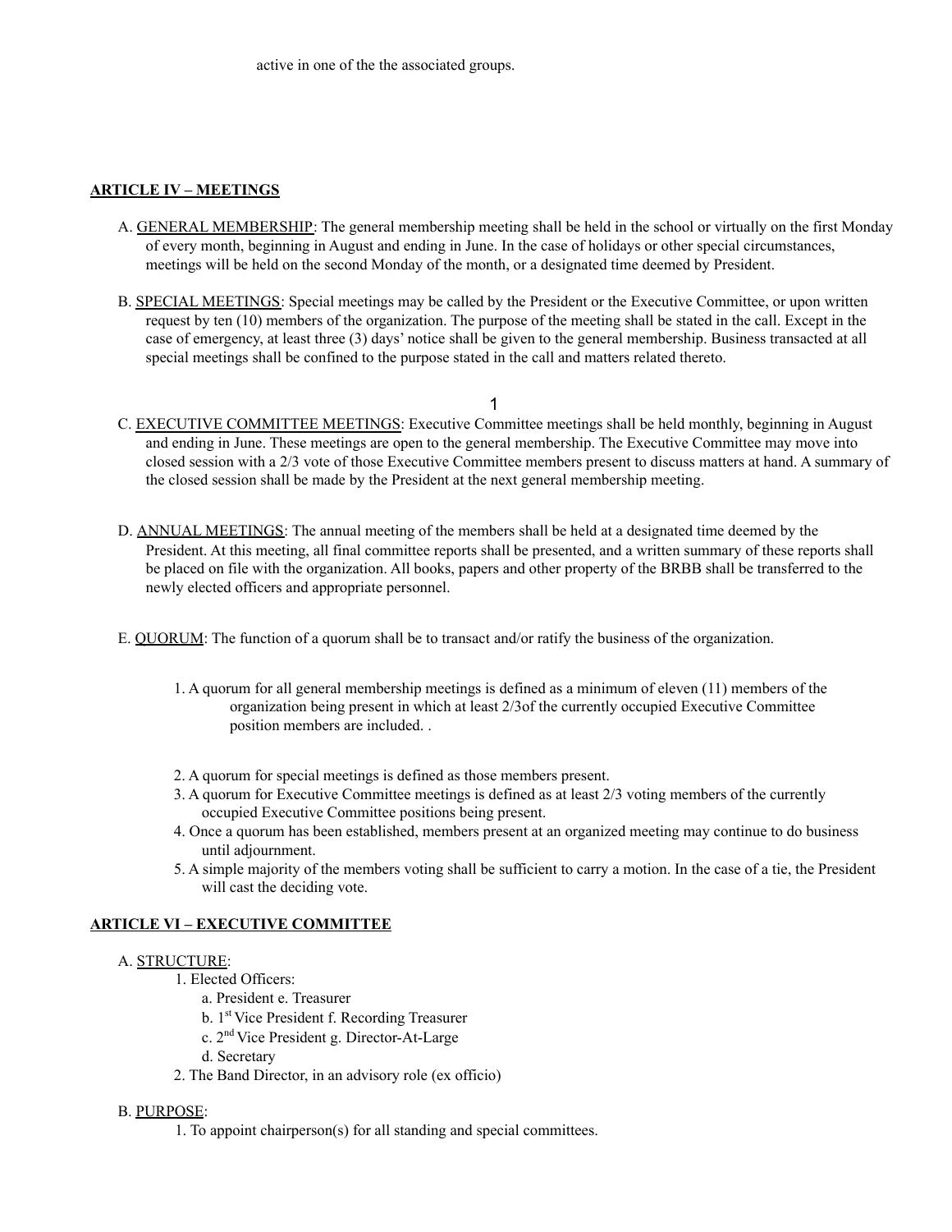active in one of the the associated groups.

**ARTICLE IV – MEETINGS**

A. GENERAL MEMBERSHIP: The general membership meeting shall be held in the school or virtually on the first Monday of every month, beginning in August and ending in June. In the case of holidays or other special circumstances, meetings will be held on the second Monday of the month, or a designated time deemed by President.

B. SPECIAL MEETINGS: Special meetings may be called by the President or the Executive Committee, or upon written request by ten (10) members of the organization. The purpose of the meeting shall be stated in the call. Except in the case of emergency, at least three (3) days' notice shall be given to the general membership. Business transacted at all special meetings shall be confined to the purpose stated in the call and matters related thereto.

C. EXECUTIVE COMMITTEE MEETINGS: Executive Committee meetings shall be held monthly, beginning in August and ending in June. These meetings are open to the general membership. The Executive Committee may move into closed session with a 2/3 vote of those Executive Committee members present to discuss matters at hand. A summary of the closed session shall be made by the President at the next general membership meeting.

D. ANNUAL MEETINGS: The annual meeting of the members shall be held at a designated time deemed by the President. At this meeting, all final committee reports shall be presented, and a written summary of these reports shall be placed on file with the organization. All books, papers and other property of the BRBB shall be transferred to the newly elected officers and appropriate personnel.

E. QUORUM: The function of a quorum shall be to transact and/or ratify the business of the organization.

1. A quorum for all general membership meetings is defined as a minimum of eleven (11) members of the organization being present in which at least 2/3of the currently occupied Executive Committee position members are included. .
2. A quorum for special meetings is defined as those members present.
3. A quorum for Executive Committee meetings is defined as at least 2/3 voting members of the currently occupied Executive Committee positions being present.
4. Once a quorum has been established, members present at an organized meeting may continue to do business until adjournment.
5. A simple majority of the members voting shall be sufficient to carry a motion. In the case of a tie, the President will cast the deciding vote.

**ARTICLE VI – EXECUTIVE COMMITTEE**

A. STRUCTURE:

1. Elected Officers:
   a. President
   b. 1st Vice President
   c. 2nd Vice President
   d. Secretary
   e. Treasurer
   f. Recording Treasurer
   g. Director-At-Large
2. The Band Director, in an advisory role (ex officio)

B. PURPOSE:

1. To appoint chairperson(s) for all standing and special committees.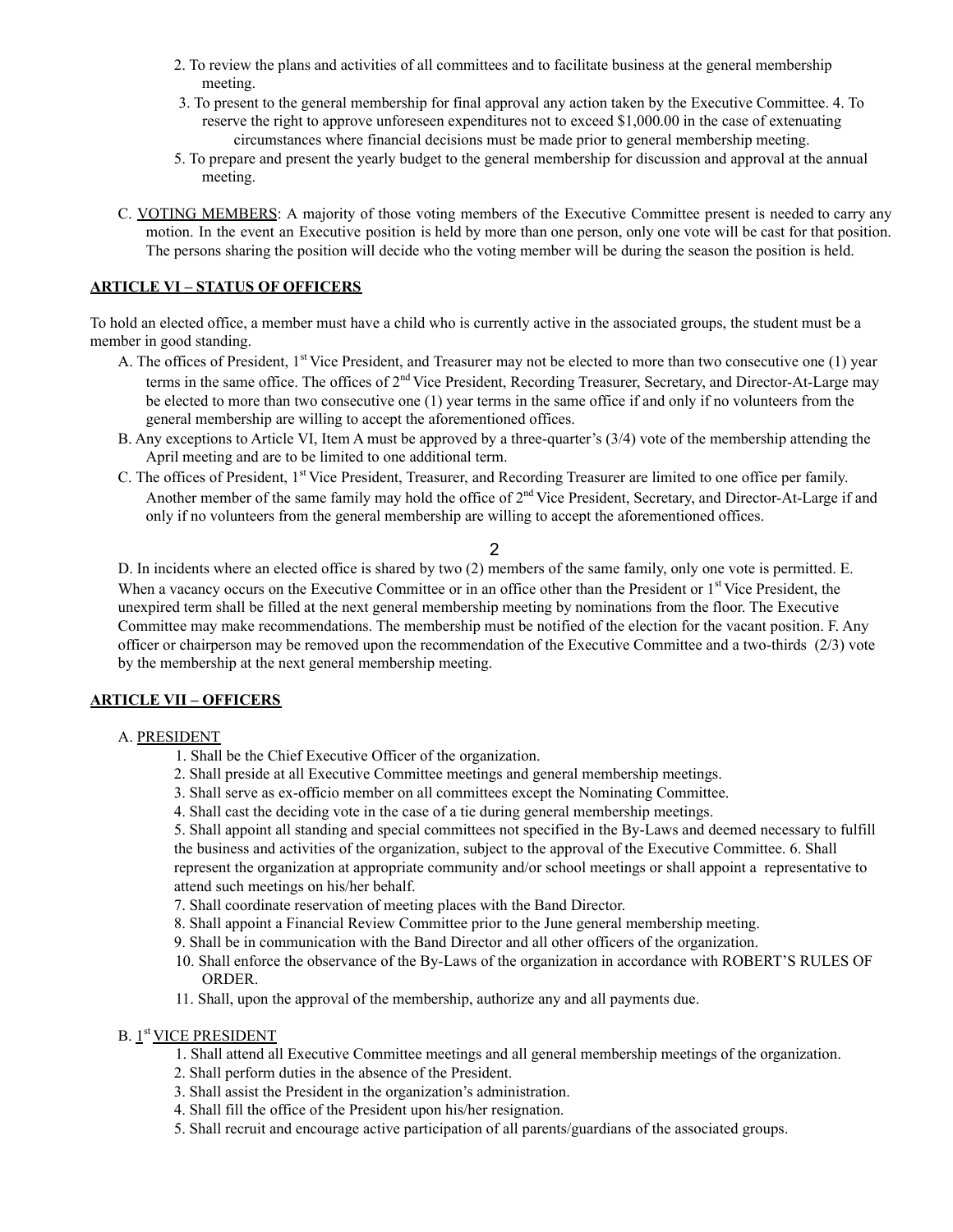2. To review the plans and activities of all committees and to facilitate business at the general membership meeting.

3. To present to the general membership for final approval any action taken by the Executive Committee.

4. To reserve the right to approve unforeseen expenditures not to exceed $1,000.00 in the case of extenuating circumstances where financial decisions must be made prior to general membership meeting.

5. To prepare and present the yearly budget to the general membership for discussion and approval at the annual meeting.

C. VOTING MEMBERS: A majority of those voting members of the Executive Committee present is needed to carry any motion. In the event an Executive position is held by more than one person, only one vote will be cast for that position. The persons sharing the position will decide who the voting member will be during the season the position is held.

## ARTICLE VI – STATUS OF OFFICERS

To hold an elected office, a member must have a child who is currently active in the associated groups, the student must be a member in good standing.

A. The offices of President, 1st Vice President, and Treasurer may not be elected to more than two consecutive one (1) year terms in the same office. The offices of 2nd Vice President, Recording Treasurer, Secretary, and Director-At-Large may be elected to more than two consecutive one (1) year terms in the same office if and only if no volunteers from the general membership are willing to accept the aforementioned offices.

B. Any exceptions to Article VI, Item A must be approved by a three-quarter's (3/4) vote of the membership attending the April meeting and are to be limited to one additional term.

C. The offices of President, 1st Vice President, Treasurer, and Recording Treasurer are limited to one office per family. Another member of the same family may hold the office of 2nd Vice President, Secretary, and Director-At-Large if and only if no volunteers from the general membership are willing to accept the aforementioned offices.

D. In incidents where an elected office is shared by two (2) members of the same family, only one vote is permitted.

E. When a vacancy occurs on the Executive Committee or in an office other than the President or 1st Vice President, the unexpired term shall be filled at the next general membership meeting by nominations from the floor. The Executive Committee may make recommendations. The membership must be notified of the election for the vacant position.

F. Any officer or chairperson may be removed upon the recommendation of the Executive Committee and a two-thirds (2/3) vote by the membership at the next general membership meeting.

## ARTICLE VII – OFFICERS

A. PRESIDENT

1. Shall be the Chief Executive Officer of the organization.
2. Shall preside at all Executive Committee meetings and general membership meetings.
3. Shall serve as ex-officio member on all committees except the Nominating Committee.
4. Shall cast the deciding vote in the case of a tie during general membership meetings.
5. Shall appoint all standing and special committees not specified in the By-Laws and deemed necessary to fulfill the business and activities of the organization, subject to the approval of the Executive Committee.
6. Shall represent the organization at appropriate community and/or school meetings or shall appoint a representative to attend such meetings on his/her behalf.
7. Shall coordinate reservation of meeting places with the Band Director.
8. Shall appoint a Financial Review Committee prior to the June general membership meeting.
9. Shall be in communication with the Band Director and all other officers of the organization.
10. Shall enforce the observance of the By-Laws of the organization in accordance with ROBERT'S RULES OF ORDER.
11. Shall, upon the approval of the membership, authorize any and all payments due.

B. 1st VICE PRESIDENT

1. Shall attend all Executive Committee meetings and all general membership meetings of the organization.
2. Shall perform duties in the absence of the President.
3. Shall assist the President in the organization's administration.
4. Shall fill the office of the President upon his/her resignation.
5. Shall recruit and encourage active participation of all parents/guardians of the associated groups.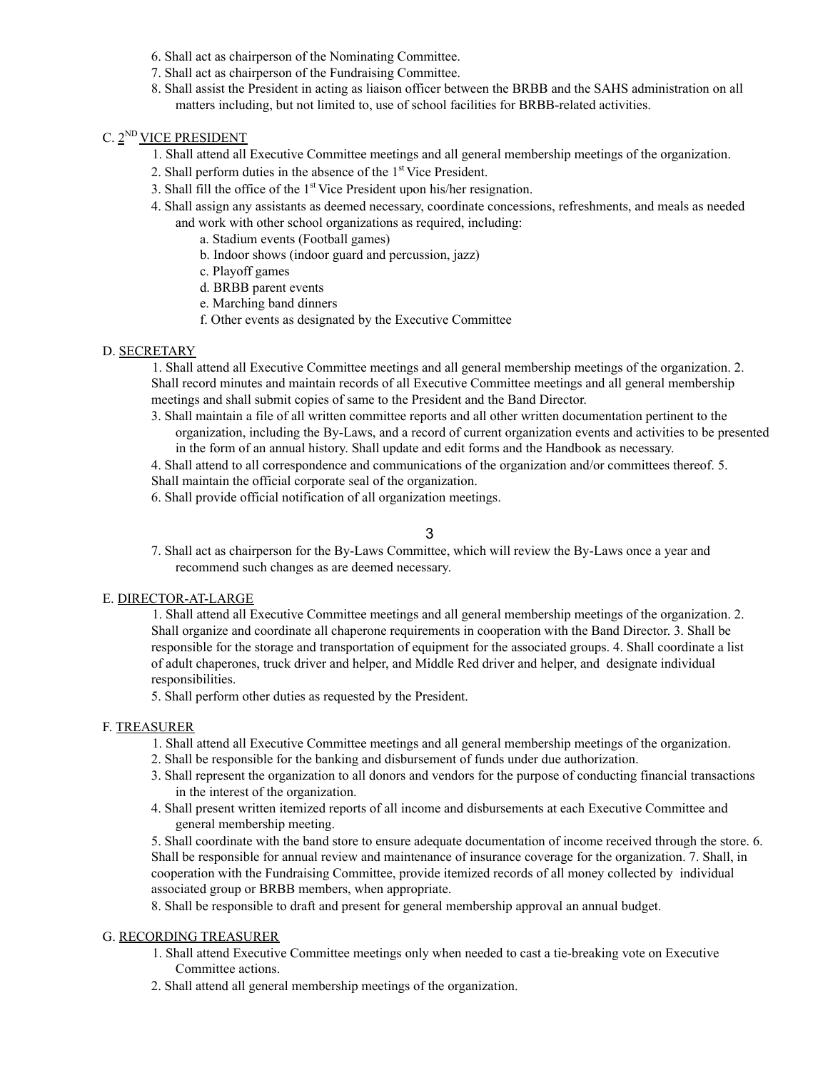6. Shall act as chairperson of the Nominating Committee.
7. Shall act as chairperson of the Fundraising Committee.
8. Shall assist the President in acting as liaison officer between the BRBB and the SAHS administration on all matters including, but not limited to, use of school facilities for BRBB-related activities.

C. 2ND VICE PRESIDENT

1. Shall attend all Executive Committee meetings and all general membership meetings of the organization.
2. Shall perform duties in the absence of the 1st Vice President.
3. Shall fill the office of the 1st Vice President upon his/her resignation.
4. Shall assign any assistants as deemed necessary, coordinate concessions, refreshments, and meals as needed and work with other school organizations as required, including:
   a. Stadium events (Football games)
   b. Indoor shows (indoor guard and percussion, jazz)
   c. Playoff games
   d. BRBB parent events
   e. Marching band dinners
   f. Other events as designated by the Executive Committee

D. SECRETARY

1. Shall attend all Executive Committee meetings and all general membership meetings of the organization. 2. Shall record minutes and maintain records of all Executive Committee meetings and all general membership meetings and shall submit copies of same to the President and the Band Director.
3. Shall maintain a file of all written committee reports and all other written documentation pertinent to the organization, including the By-Laws, and a record of current organization events and activities to be presented in the form of an annual history. Shall update and edit forms and the Handbook as necessary.
4. Shall attend to all correspondence and communications of the organization and/or committees thereof. 5. Shall maintain the official corporate seal of the organization.
6. Shall provide official notification of all organization meetings.
7. Shall act as chairperson for the By-Laws Committee, which will review the By-Laws once a year and recommend such changes as are deemed necessary.

E. DIRECTOR-AT-LARGE

1. Shall attend all Executive Committee meetings and all general membership meetings of the organization. 2. Shall organize and coordinate all chaperone requirements in cooperation with the Band Director. 3. Shall be responsible for the storage and transportation of equipment for the associated groups. 4. Shall coordinate a list of adult chaperones, truck driver and helper, and Middle Red driver and helper, and designate individual responsibilities.
5. Shall perform other duties as requested by the President.

F. TREASURER

1. Shall attend all Executive Committee meetings and all general membership meetings of the organization.
2. Shall be responsible for the banking and disbursement of funds under due authorization.
3. Shall represent the organization to all donors and vendors for the purpose of conducting financial transactions in the interest of the organization.
4. Shall present written itemized reports of all income and disbursements at each Executive Committee and general membership meeting.
5. Shall coordinate with the band store to ensure adequate documentation of income received through the store. 6. Shall be responsible for annual review and maintenance of insurance coverage for the organization. 7. Shall, in cooperation with the Fundraising Committee, provide itemized records of all money collected by individual associated group or BRBB members, when appropriate.
8. Shall be responsible to draft and present for general membership approval an annual budget.

G. RECORDING TREASURER

1. Shall attend Executive Committee meetings only when needed to cast a tie-breaking vote on Executive Committee actions.
2. Shall attend all general membership meetings of the organization.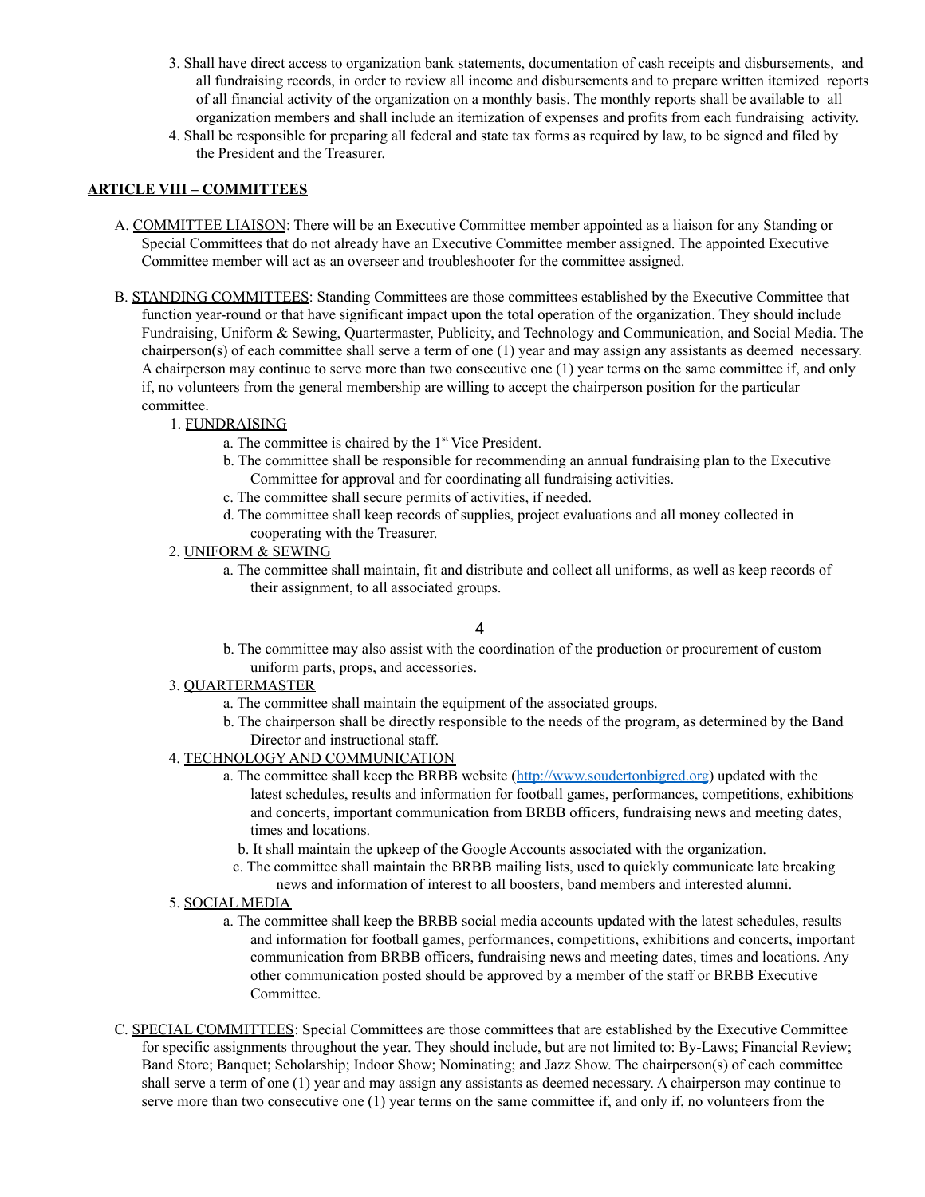3. Shall have direct access to organization bank statements, documentation of cash receipts and disbursements, and all fundraising records, in order to review all income and disbursements and to prepare written itemized reports of all financial activity of the organization on a monthly basis. The monthly reports shall be available to all organization members and shall include an itemization of expenses and profits from each fundraising activity.
4. Shall be responsible for preparing all federal and state tax forms as required by law, to be signed and filed by the President and the Treasurer.

## ARTICLE VIII – COMMITTEES

A. COMMITTEE LIAISON: There will be an Executive Committee member appointed as a liaison for any Standing or Special Committees that do not already have an Executive Committee member assigned. The appointed Executive Committee member will act as an overseer and troubleshooter for the committee assigned.

B. STANDING COMMITTEES: Standing Committees are those committees established by the Executive Committee that function year-round or that have significant impact upon the total operation of the organization. They should include Fundraising, Uniform & Sewing, Quartermaster, Publicity, and Technology and Communication, and Social Media. The chairperson(s) of each committee shall serve a term of one (1) year and may assign any assistants as deemed necessary. A chairperson may continue to serve more than two consecutive one (1) year terms on the same committee if, and only if, no volunteers from the general membership are willing to accept the chairperson position for the particular committee.

1. FUNDRAISING
   a. The committee is chaired by the 1st Vice President.
   b. The committee shall be responsible for recommending an annual fundraising plan to the Executive Committee for approval and for coordinating all fundraising activities.
   c. The committee shall secure permits of activities, if needed.
   d. The committee shall keep records of supplies, project evaluations and all money collected in cooperating with the Treasurer.
2. UNIFORM & SEWING
   a. The committee shall maintain, fit and distribute and collect all uniforms, as well as keep records of their assignment, to all associated groups.
   b. The committee may also assist with the coordination of the production or procurement of custom uniform parts, props, and accessories.
3. QUARTERMASTER
   a. The committee shall maintain the equipment of the associated groups.
   b. The chairperson shall be directly responsible to the needs of the program, as determined by the Band Director and instructional staff.
4. TECHNOLOGY AND COMMUNICATION
   a. The committee shall keep the BRBB website (http://www.soudertonbigred.org) updated with the latest schedules, results and information for football games, performances, competitions, exhibitions and concerts, important communication from BRBB officers, fundraising news and meeting dates, times and locations.
   b. It shall maintain the upkeep of the Google Accounts associated with the organization.
   c. The committee shall maintain the BRBB mailing lists, used to quickly communicate late breaking news and information of interest to all boosters, band members and interested alumni.
5. SOCIAL MEDIA
   a. The committee shall keep the BRBB social media accounts updated with the latest schedules, results and information for football games, performances, competitions, exhibitions and concerts, important communication from BRBB officers, fundraising news and meeting dates, times and locations. Any other communication posted should be approved by a member of the staff or BRBB Executive Committee.

C. SPECIAL COMMITTEES: Special Committees are those committees that are established by the Executive Committee for specific assignments throughout the year. They should include, but are not limited to: By-Laws; Financial Review; Band Store; Banquet; Scholarship; Indoor Show; Nominating; and Jazz Show. The chairperson(s) of each committee shall serve a term of one (1) year and may assign any assistants as deemed necessary. A chairperson may continue to serve more than two consecutive one (1) year terms on the same committee if, and only if, no volunteers from the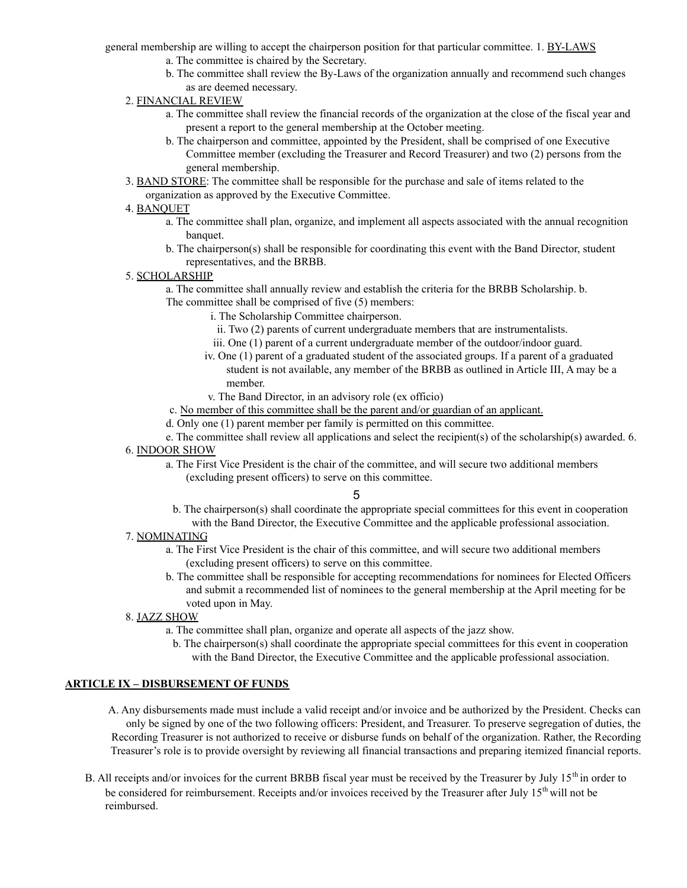general membership are willing to accept the chairperson position for that particular committee.

1. BY-LAWS
   - a. The committee is chaired by the Secretary.
   - b. The committee shall review the By-Laws of the organization annually and recommend such changes as are deemed necessary.
2. FINANCIAL REVIEW
   - a. The committee shall review the financial records of the organization at the close of the fiscal year and present a report to the general membership at the October meeting.
   - b. The chairperson and committee, appointed by the President, shall be comprised of one Executive Committee member (excluding the Treasurer and Record Treasurer) and two (2) persons from the general membership.
3. BAND STORE: The committee shall be responsible for the purchase and sale of items related to the organization as approved by the Executive Committee.
4. BANQUET
   - a. The committee shall plan, organize, and implement all aspects associated with the annual recognition banquet.
   - b. The chairperson(s) shall be responsible for coordinating this event with the Band Director, student representatives, and the BRBB.
5. SCHOLARSHIP
   - a. The committee shall annually review and establish the criteria for the BRBB Scholarship.
   - b. The committee shall be comprised of five (5) members:
     - i. The Scholarship Committee chairperson.
     - ii. Two (2) parents of current undergraduate members that are instrumentalists.
     - iii. One (1) parent of a current undergraduate member of the outdoor/indoor guard.
     - iv. One (1) parent of a graduated student of the associated groups. If a parent of a graduated student is not available, any member of the BRBB as outlined in Article III, A may be a member.
     - v. The Band Director, in an advisory role (ex officio)
   - c. <u>No member of this committee shall be the parent and/or guardian of an applicant.</u>
   - d. Only one (1) parent member per family is permitted on this committee.
   - e. The committee shall review all applications and select the recipient(s) of the scholarship(s) awarded.
6. INDOOR SHOW
   - a. The First Vice President is the chair of the committee, and will secure two additional members (excluding present officers) to serve on this committee.
   - b. The chairperson(s) shall coordinate the appropriate special committees for this event in cooperation with the Band Director, the Executive Committee and the applicable professional association.
7. NOMINATING
   - a. The First Vice President is the chair of this committee, and will secure two additional members (excluding present officers) to serve on this committee.
   - b. The committee shall be responsible for accepting recommendations for nominees for Elected Officers and submit a recommended list of nominees to the general membership at the April meeting for be voted upon in May.
8. JAZZ SHOW
   - a. The committee shall plan, organize and operate all aspects of the jazz show.
   - b. The chairperson(s) shall coordinate the appropriate special committees for this event in cooperation with the Band Director, the Executive Committee and the applicable professional association.

## ARTICLE IX – DISBURSEMENT OF FUNDS

A. Any disbursements made must include a valid receipt and/or invoice and be authorized by the President. Checks can only be signed by one of the two following officers: President, and Treasurer. To preserve segregation of duties, the Recording Treasurer is not authorized to receive or disburse funds on behalf of the organization. Rather, the Recording Treasurer's role is to provide oversight by reviewing all financial transactions and preparing itemized financial reports.

B. All receipts and/or invoices for the current BRBB fiscal year must be received by the Treasurer by July 15$^{th}$ in order to be considered for reimbursement. Receipts and/or invoices received by the Treasurer after July 15$^{th}$ will not be reimbursed.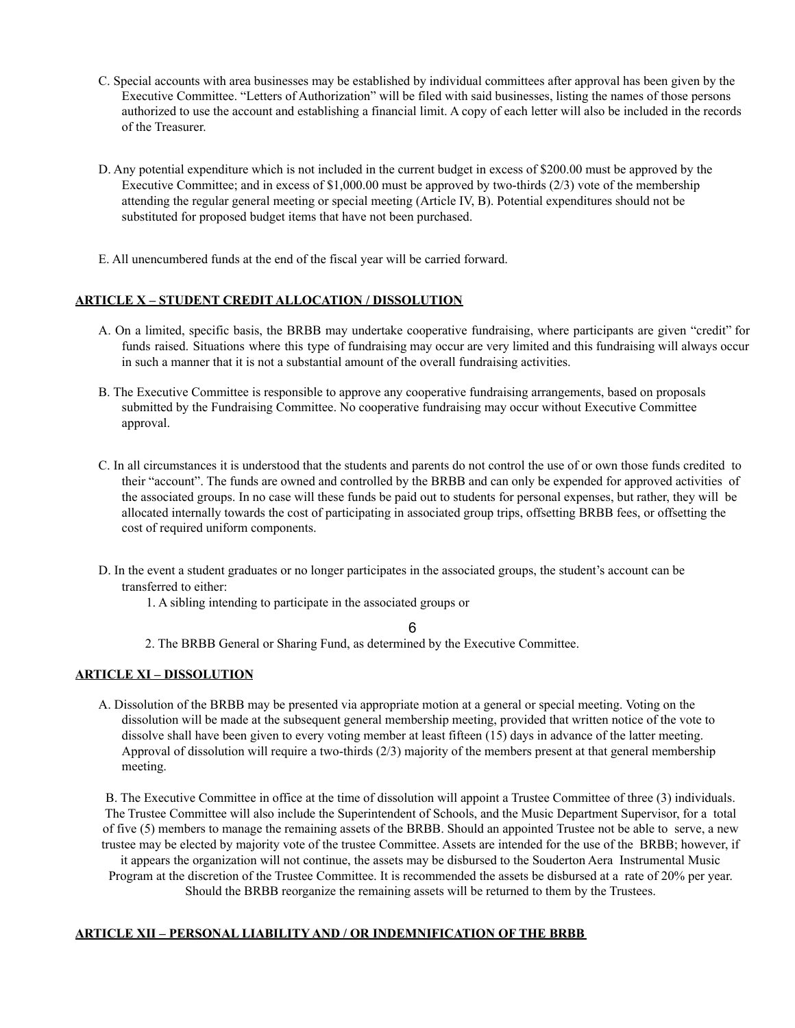C. Special accounts with area businesses may be established by individual committees after approval has been given by the Executive Committee. "Letters of Authorization" will be filed with said businesses, listing the names of those persons authorized to use the account and establishing a financial limit. A copy of each letter will also be included in the records of the Treasurer.

D. Any potential expenditure which is not included in the current budget in excess of $200.00 must be approved by the Executive Committee; and in excess of $1,000.00 must be approved by two-thirds (2/3) vote of the membership attending the regular general meeting or special meeting (Article IV, B). Potential expenditures should not be substituted for proposed budget items that have not been purchased.

E. All unencumbered funds at the end of the fiscal year will be carried forward.

## ARTICLE X – STUDENT CREDIT ALLOCATION / DISSOLUTION

A. On a limited, specific basis, the BRBB may undertake cooperative fundraising, where participants are given "credit" for funds raised. Situations where this type of fundraising may occur are very limited and this fundraising will always occur in such a manner that it is not a substantial amount of the overall fundraising activities.

B. The Executive Committee is responsible to approve any cooperative fundraising arrangements, based on proposals submitted by the Fundraising Committee. No cooperative fundraising may occur without Executive Committee approval.

C. In all circumstances it is understood that the students and parents do not control the use of or own those funds credited to their "account". The funds are owned and controlled by the BRBB and can only be expended for approved activities of the associated groups. In no case will these funds be paid out to students for personal expenses, but rather, they will be allocated internally towards the cost of participating in associated group trips, offsetting BRBB fees, or offsetting the cost of required uniform components.

D. In the event a student graduates or no longer participates in the associated groups, the student's account can be transferred to either:

1. A sibling intending to participate in the associated groups or
2. The BRBB General or Sharing Fund, as determined by the Executive Committee.

## ARTICLE XI – DISSOLUTION

A. Dissolution of the BRBB may be presented via appropriate motion at a general or special meeting. Voting on the dissolution will be made at the subsequent general membership meeting, provided that written notice of the vote to dissolve shall have been given to every voting member at least fifteen (15) days in advance of the latter meeting. Approval of dissolution will require a two-thirds (2/3) majority of the members present at that general membership meeting.

B. The Executive Committee in office at the time of dissolution will appoint a Trustee Committee of three (3) individuals. The Trustee Committee will also include the Superintendent of Schools, and the Music Department Supervisor, for a total of five (5) members to manage the remaining assets of the BRBB. Should an appointed Trustee not be able to serve, a new trustee may be elected by majority vote of the trustee Committee. Assets are intended for the use of the BRBB; however, if it appears the organization will not continue, the assets may be disbursed to the Souderton Aera Instrumental Music Program at the discretion of the Trustee Committee. It is recommended the assets be disbursed at a rate of 20% per year. Should the BRBB reorganize the remaining assets will be returned to them by the Trustees.

## ARTICLE XII – PERSONAL LIABILITY AND / OR INDEMNIFICATION OF THE BRBB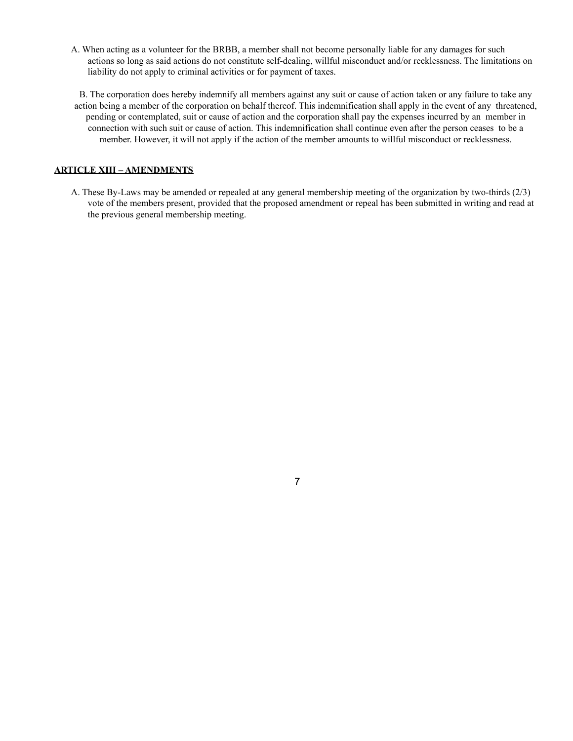A. When acting as a volunteer for the BRBB, a member shall not become personally liable for any damages for such actions so long as said actions do not constitute self-dealing, willful misconduct and/or recklessness. The limitations on liability do not apply to criminal activities or for payment of taxes.

B. The corporation does hereby indemnify all members against any suit or cause of action taken or any failure to take any action being a member of the corporation on behalf thereof. This indemnification shall apply in the event of any threatened, pending or contemplated, suit or cause of action and the corporation shall pay the expenses incurred by an member in connection with such suit or cause of action. This indemnification shall continue even after the person ceases to be a member. However, it will not apply if the action of the member amounts to willful misconduct or recklessness.

**ARTICLE XIII – AMENDMENTS**

A. These By-Laws may be amended or repealed at any general membership meeting of the organization by two-thirds (2/3) vote of the members present, provided that the proposed amendment or repeal has been submitted in writing and read at the previous general membership meeting.